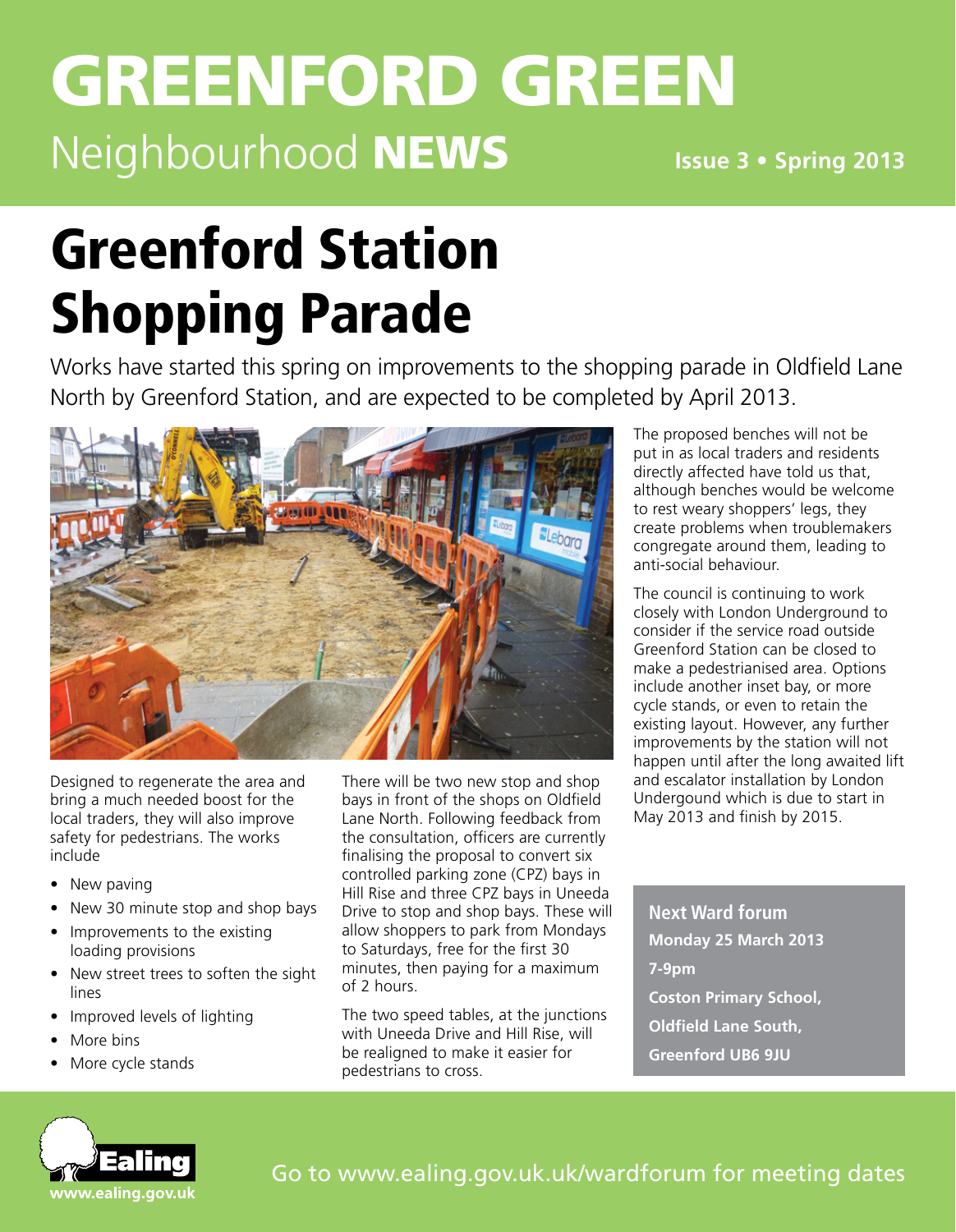# GREENFORD GREEN

Neighbourhood **NEWS**

**Issue 3 • Spring 2013**

# Greenford Station Shopping Parade

Works have started this spring on improvements to the shopping parade in Oldfield Lane North by Greenford Station, and are expected to be completed by April 2013.

Designed to regenerate the area and bring a much needed boost for the local traders, they will also improve safety for pedestrians. The works include

- New paving
- New 30 minute stop and shop bays
- Improvements to the existing loading provisions
- New street trees to soften the sight lines
- Improved levels of lighting
- More bins
- More cycle stands

There will be two new stop and shop bays in front of the shops on Oldfield Lane North. Following feedback from the consultation, officers are currently finalising the proposal to convert six controlled parking zone (CPZ) bays in Hill Rise and three CPZ bays in Uneeda Drive to stop and shop bays. These will allow shoppers to park from Mondays to Saturdays, free for the first 30 minutes, then paying for a maximum of 2 hours.

The two speed tables, at the junctions with Uneeda Drive and Hill Rise, will be realigned to make it easier for pedestrians to cross.

The proposed benches will not be put in as local traders and residents directly affected have told us that, although benches would be welcome to rest weary shoppers' legs, they create problems when troublemakers congregate around them, leading to anti-social behaviour.

The council is continuing to work closely with London Underground to consider if the service road outside Greenford Station can be closed to make a pedestrianised area. Options include another inset bay, or more cycle stands, or even to retain the existing layout. However, any further improvements by the station will not happen until after the long awaited lift and escalator installation by London Undergound which is due to start in May 2013 and finish by 2015.

**Next Ward forum**
**Monday 25 March 2013**
**7-9pm**
**Coston Primary School,**
**Oldfield Lane South,**
**Greenford UB6 9JU**

Ealing
www.ealing.gov.uk

Go to www.ealing.gov.uk/wardforum for meeting dates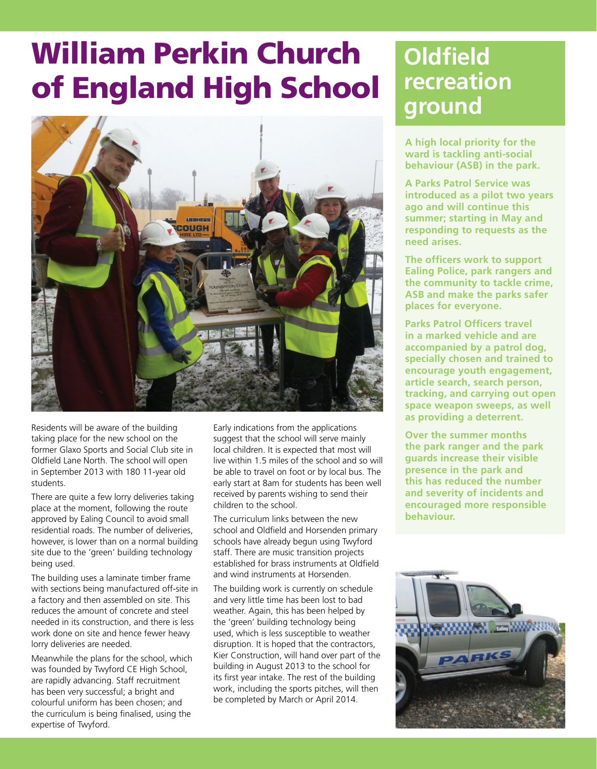# William Perkin Church of England High School

Residents will be aware of the building taking place for the new school on the former Glaxo Sports and Social Club site in Oldfield Lane North. The school will open in September 2013 with 180 11-year old students.

There are quite a few lorry deliveries taking place at the moment, following the route approved by Ealing Council to avoid small residential roads. The number of deliveries, however, is lower than on a normal building site due to the 'green' building technology being used.

The building uses a laminate timber frame with sections being manufactured off-site in a factory and then assembled on site. This reduces the amount of concrete and steel needed in its construction, and there is less work done on site and hence fewer heavy lorry deliveries are needed.

Meanwhile the plans for the school, which was founded by Twyford CE High School, are rapidly advancing. Staff recruitment has been very successful; a bright and colourful uniform has been chosen; and the curriculum is being finalised, using the expertise of Twyford.

Early indications from the applications suggest that the school will serve mainly local children. It is expected that most will live within 1.5 miles of the school and so will be able to travel on foot or by local bus. The early start at 8am for students has been well received by parents wishing to send their children to the school.

The curriculum links between the new school and Oldfield and Horsenden primary schools have already begun using Twyford staff. There are music transition projects established for brass instruments at Oldfield and wind instruments at Horsenden.

The building work is currently on schedule and very little time has been lost to bad weather. Again, this has been helped by the 'green' building technology being used, which is less susceptible to weather disruption. It is hoped that the contractors, Kier Construction, will hand over part of the building in August 2013 to the school for its first year intake. The rest of the building work, including the sports pitches, will then be completed by March or April 2014.

# Oldfield recreation ground

**A high local priority for the ward is tackling anti-social behaviour (ASB) in the park.**

**A Parks Patrol Service was introduced as a pilot two years ago and will continue this summer; starting in May and responding to requests as the need arises.**

**The officers work to support Ealing Police, park rangers and the community to tackle crime, ASB and make the parks safer places for everyone.**

**Parks Patrol Officers travel in a marked vehicle and are accompanied by a patrol dog, specially chosen and trained to encourage youth engagement, article search, search person, tracking, and carrying out open space weapon sweeps, as well as providing a deterrent.**

**Over the summer months the park ranger and the park guards increase their visible presence in the park and this has reduced the number and severity of incidents and encouraged more responsible behaviour.**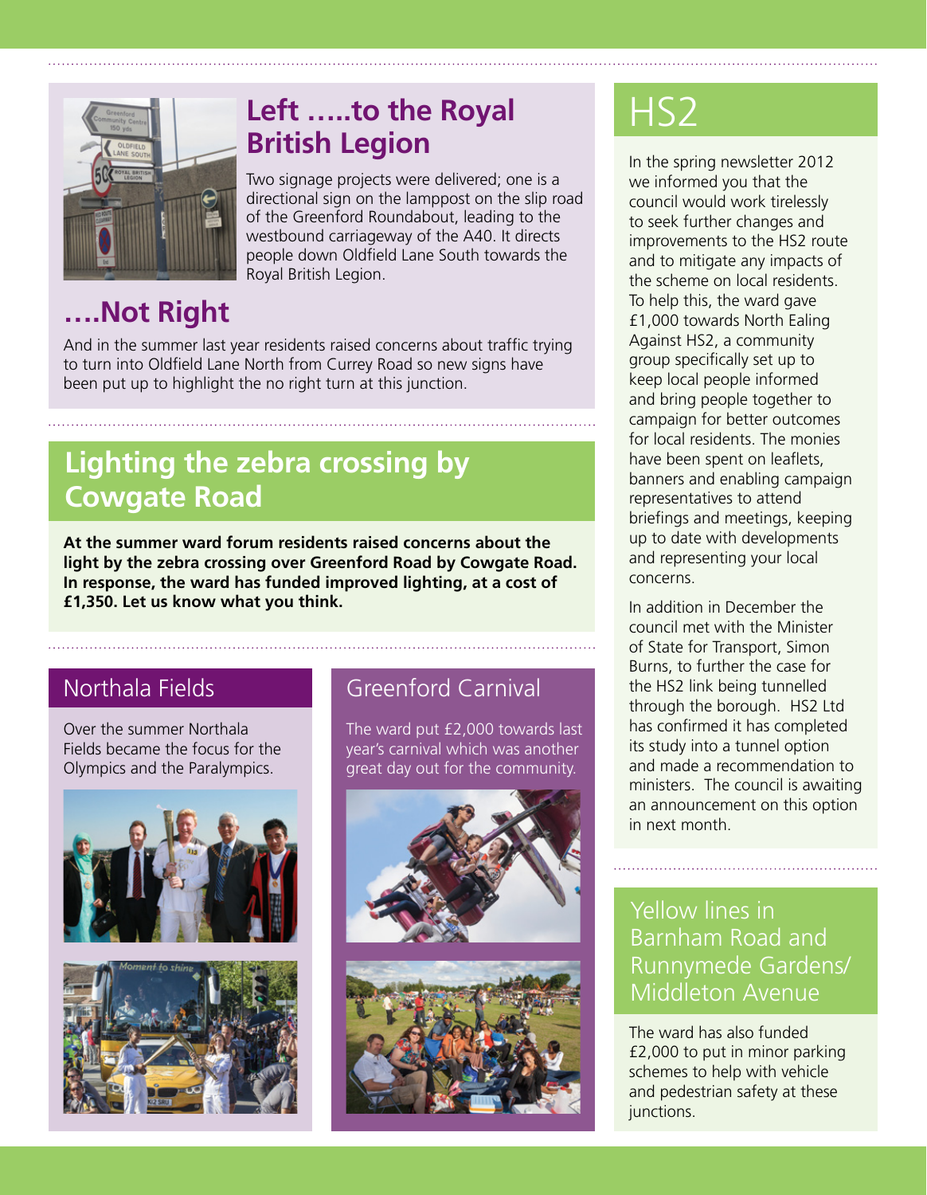## Left .....to the Royal British Legion

Two signage projects were delivered; one is a directional sign on the lamppost on the slip road of the Greenford Roundabout, leading to the westbound carriageway of the A40. It directs people down Oldfield Lane South towards the Royal British Legion.

## ....Not Right

And in the summer last year residents raised concerns about traffic trying to turn into Oldfield Lane North from Currey Road so new signs have been put up to highlight the no right turn at this junction.

## Lighting the zebra crossing by Cowgate Road

**At the summer ward forum residents raised concerns about the light by the zebra crossing over Greenford Road by Cowgate Road. In response, the ward has funded improved lighting, at a cost of £1,350. Let us know what you think.**

## Northala Fields

Over the summer Northala Fields became the focus for the Olympics and the Paralympics.

## Greenford Carnival

The ward put £2,000 towards last year's carnival which was another great day out for the community.

# HS2

In the spring newsletter 2012 we informed you that the council would work tirelessly to seek further changes and improvements to the HS2 route and to mitigate any impacts of the scheme on local residents. To help this, the ward gave £1,000 towards North Ealing Against HS2, a community group specifically set up to keep local people informed and bring people together to campaign for better outcomes for local residents. The monies have been spent on leaflets, banners and enabling campaign representatives to attend briefings and meetings, keeping up to date with developments and representing your local concerns.

In addition in December the council met with the Minister of State for Transport, Simon Burns, to further the case for the HS2 link being tunnelled through the borough. HS2 Ltd has confirmed it has completed its study into a tunnel option and made a recommendation to ministers. The council is awaiting an announcement on this option in next month.

## Yellow lines in Barnham Road and Runnymede Gardens/ Middleton Avenue

The ward has also funded £2,000 to put in minor parking schemes to help with vehicle and pedestrian safety at these junctions.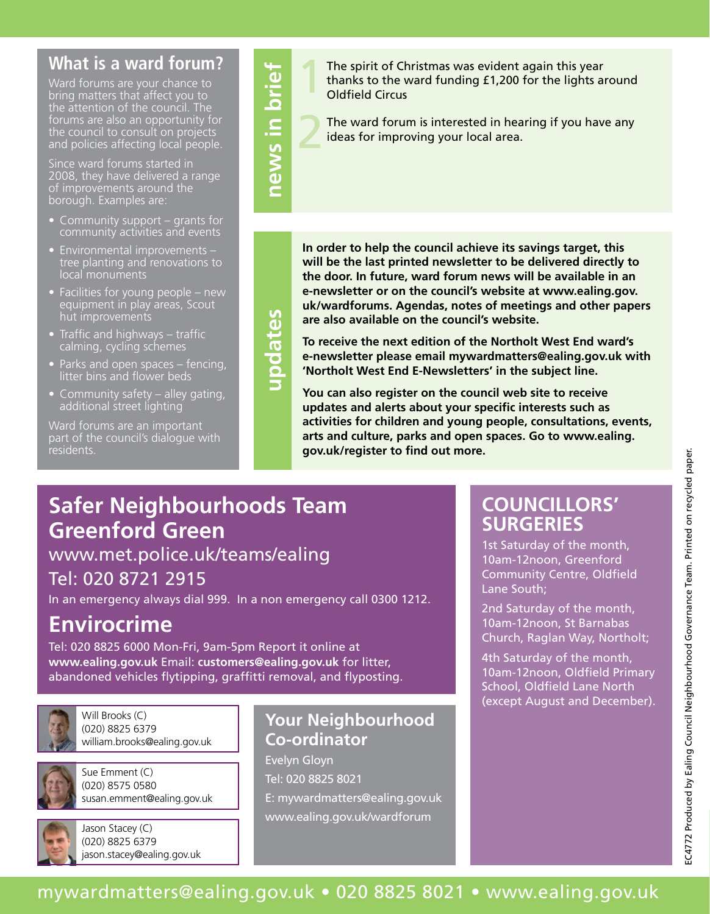## What is a ward forum?

Ward forums are your chance to bring matters that affect you to the attention of the council. The forums are also an opportunity for the council to consult on projects and policies affecting local people.

Since ward forums started in 2008, they have delivered a range of improvements around the borough. Examples are:

- Community support – grants for community activities and events
- Environmental improvements – tree planting and renovations to local monuments
- Facilities for young people – new equipment in play areas, Scout hut improvements
- Traffic and highways – traffic calming, cycling schemes
- Parks and open spaces – fencing, litter bins and flower beds
- Community safety – alley gating, additional street lighting

Ward forums are an important part of the council's dialogue with residents.

## news in brief

1. The spirit of Christmas was evident again this year thanks to the ward funding £1,200 for the lights around Oldfield Circus
2. The ward forum is interested in hearing if you have any ideas for improving your local area.

## updates

**In order to help the council achieve its savings target, this will be the last printed newsletter to be delivered directly to the door. In future, ward forum news will be available in an e-newsletter or on the council's website at www.ealing.gov.uk/wardforums. Agendas, notes of meetings and other papers are also available on the council's website.**

**To receive the next edition of the Northolt West End ward's e-newsletter please email mywardmatters@ealing.gov.uk with 'Northolt West End E-Newsletters' in the subject line.**

**You can also register on the council web site to receive updates and alerts about your specific interests such as activities for children and young people, consultations, events, arts and culture, parks and open spaces. Go to www.ealing.gov.uk/register to find out more.**

## Safer Neighbourhoods Team Greenford Green

www.met.police.uk/teams/ealing

Tel: 020 8721 2915

In an emergency always dial 999. In a non emergency call 0300 1212.

## Envirocrime

Tel: 020 8825 6000 Mon-Fri, 9am-5pm Report it online at **www.ealing.gov.uk** Email: **customers@ealing.gov.uk** for litter, abandoned vehicles flytipping, graffitti removal, and flyposting.

## COUNCILLORS' SURGERIES

1st Saturday of the month, 10am-12noon, Greenford Community Centre, Oldfield Lane South;

2nd Saturday of the month, 10am-12noon, St Barnabas Church, Raglan Way, Northolt;

4th Saturday of the month, 10am-12noon, Oldfield Primary School, Oldfield Lane North (except August and December).

Will Brooks (C)
(020) 8825 6379
william.brooks@ealing.gov.uk

Sue Emment (C)
(020) 8575 0580
susan.emment@ealing.gov.uk

Jason Stacey (C)
(020) 8825 6379
jason.stacey@ealing.gov.uk

## Your Neighbourhood Co-ordinator

Evelyn Gloyn

Tel: 020 8825 8021

E: mywardmatters@ealing.gov.uk

www.ealing.gov.uk/wardforum

EC4772 Produced by Ealing Council Neighbourhood Governance Team. Printed on recycled paper.

mywardmatters@ealing.gov.uk • 020 8825 8021 • www.ealing.gov.uk